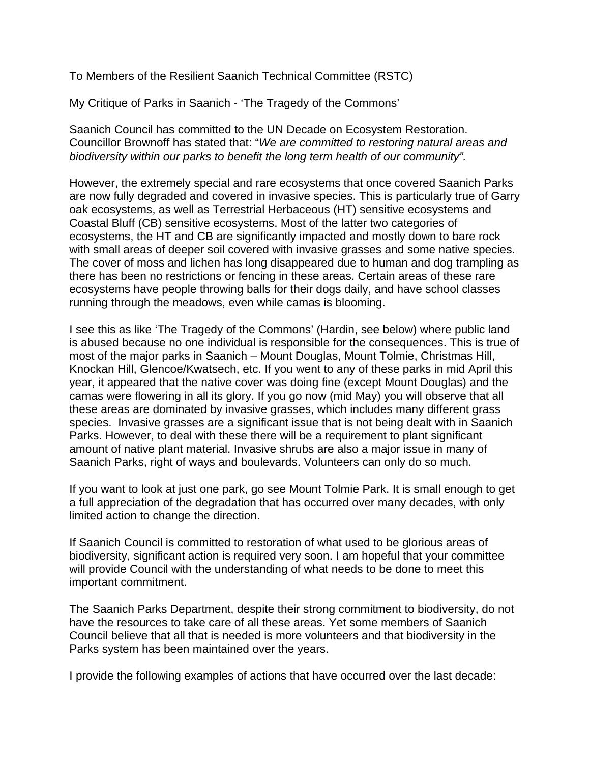To Members of the Resilient Saanich Technical Committee (RSTC)

My Critique of Parks in Saanich - 'The Tragedy of the Commons'

Saanich Council has committed to the UN Decade on Ecosystem Restoration. Councillor Brownoff has stated that: "*We are committed to restoring natural areas and biodiversity within our parks to benefit the long term health of our community".*

However, the extremely special and rare ecosystems that once covered Saanich Parks are now fully degraded and covered in invasive species. This is particularly true of Garry oak ecosystems, as well as Terrestrial Herbaceous (HT) sensitive ecosystems and Coastal Bluff (CB) sensitive ecosystems. Most of the latter two categories of ecosystems, the HT and CB are significantly impacted and mostly down to bare rock with small areas of deeper soil covered with invasive grasses and some native species. The cover of moss and lichen has long disappeared due to human and dog trampling as there has been no restrictions or fencing in these areas. Certain areas of these rare ecosystems have people throwing balls for their dogs daily, and have school classes running through the meadows, even while camas is blooming.

I see this as like 'The Tragedy of the Commons' (Hardin, see below) where public land is abused because no one individual is responsible for the consequences. This is true of most of the major parks in Saanich – Mount Douglas, Mount Tolmie, Christmas Hill, Knockan Hill, Glencoe/Kwatsech, etc. If you went to any of these parks in mid April this year, it appeared that the native cover was doing fine (except Mount Douglas) and the camas were flowering in all its glory. If you go now (mid May) you will observe that all these areas are dominated by invasive grasses, which includes many different grass species. Invasive grasses are a significant issue that is not being dealt with in Saanich Parks. However, to deal with these there will be a requirement to plant significant amount of native plant material. Invasive shrubs are also a major issue in many of Saanich Parks, right of ways and boulevards. Volunteers can only do so much.

If you want to look at just one park, go see Mount Tolmie Park. It is small enough to get a full appreciation of the degradation that has occurred over many decades, with only limited action to change the direction.

If Saanich Council is committed to restoration of what used to be glorious areas of biodiversity, significant action is required very soon. I am hopeful that your committee will provide Council with the understanding of what needs to be done to meet this important commitment.

The Saanich Parks Department, despite their strong commitment to biodiversity, do not have the resources to take care of all these areas. Yet some members of Saanich Council believe that all that is needed is more volunteers and that biodiversity in the Parks system has been maintained over the years.

I provide the following examples of actions that have occurred over the last decade: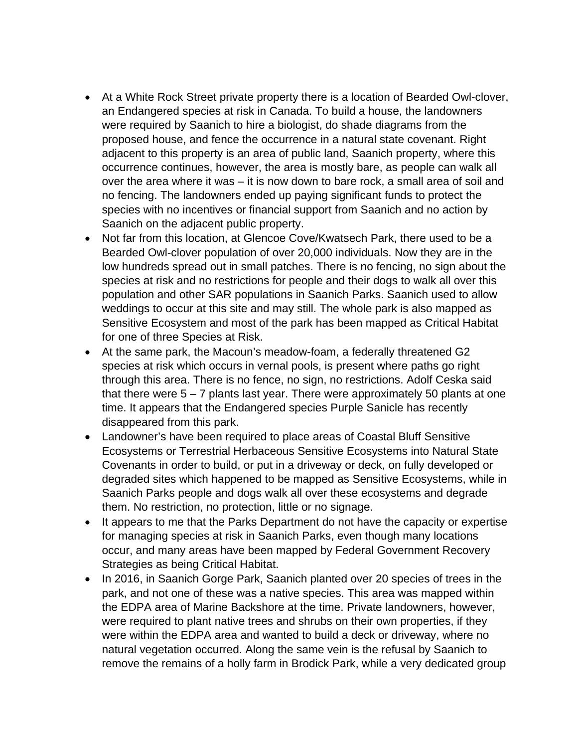- At a White Rock Street private property there is a location of Bearded Owl-clover, an Endangered species at risk in Canada. To build a house, the landowners were required by Saanich to hire a biologist, do shade diagrams from the proposed house, and fence the occurrence in a natural state covenant. Right adjacent to this property is an area of public land, Saanich property, where this occurrence continues, however, the area is mostly bare, as people can walk all over the area where it was – it is now down to bare rock, a small area of soil and no fencing. The landowners ended up paying significant funds to protect the species with no incentives or financial support from Saanich and no action by Saanich on the adjacent public property.
- Not far from this location, at Glencoe Cove/Kwatsech Park, there used to be a Bearded Owl-clover population of over 20,000 individuals. Now they are in the low hundreds spread out in small patches. There is no fencing, no sign about the species at risk and no restrictions for people and their dogs to walk all over this population and other SAR populations in Saanich Parks. Saanich used to allow weddings to occur at this site and may still. The whole park is also mapped as Sensitive Ecosystem and most of the park has been mapped as Critical Habitat for one of three Species at Risk.
- At the same park, the Macoun's meadow-foam, a federally threatened G2 species at risk which occurs in vernal pools, is present where paths go right through this area. There is no fence, no sign, no restrictions. Adolf Ceska said that there were 5 – 7 plants last year. There were approximately 50 plants at one time. It appears that the Endangered species Purple Sanicle has recently disappeared from this park.
- Landowner's have been required to place areas of Coastal Bluff Sensitive Ecosystems or Terrestrial Herbaceous Sensitive Ecosystems into Natural State Covenants in order to build, or put in a driveway or deck, on fully developed or degraded sites which happened to be mapped as Sensitive Ecosystems, while in Saanich Parks people and dogs walk all over these ecosystems and degrade them. No restriction, no protection, little or no signage.
- It appears to me that the Parks Department do not have the capacity or expertise for managing species at risk in Saanich Parks, even though many locations occur, and many areas have been mapped by Federal Government Recovery Strategies as being Critical Habitat.
- In 2016, in Saanich Gorge Park, Saanich planted over 20 species of trees in the park, and not one of these was a native species. This area was mapped within the EDPA area of Marine Backshore at the time. Private landowners, however, were required to plant native trees and shrubs on their own properties, if they were within the EDPA area and wanted to build a deck or driveway, where no natural vegetation occurred. Along the same vein is the refusal by Saanich to remove the remains of a holly farm in Brodick Park, while a very dedicated group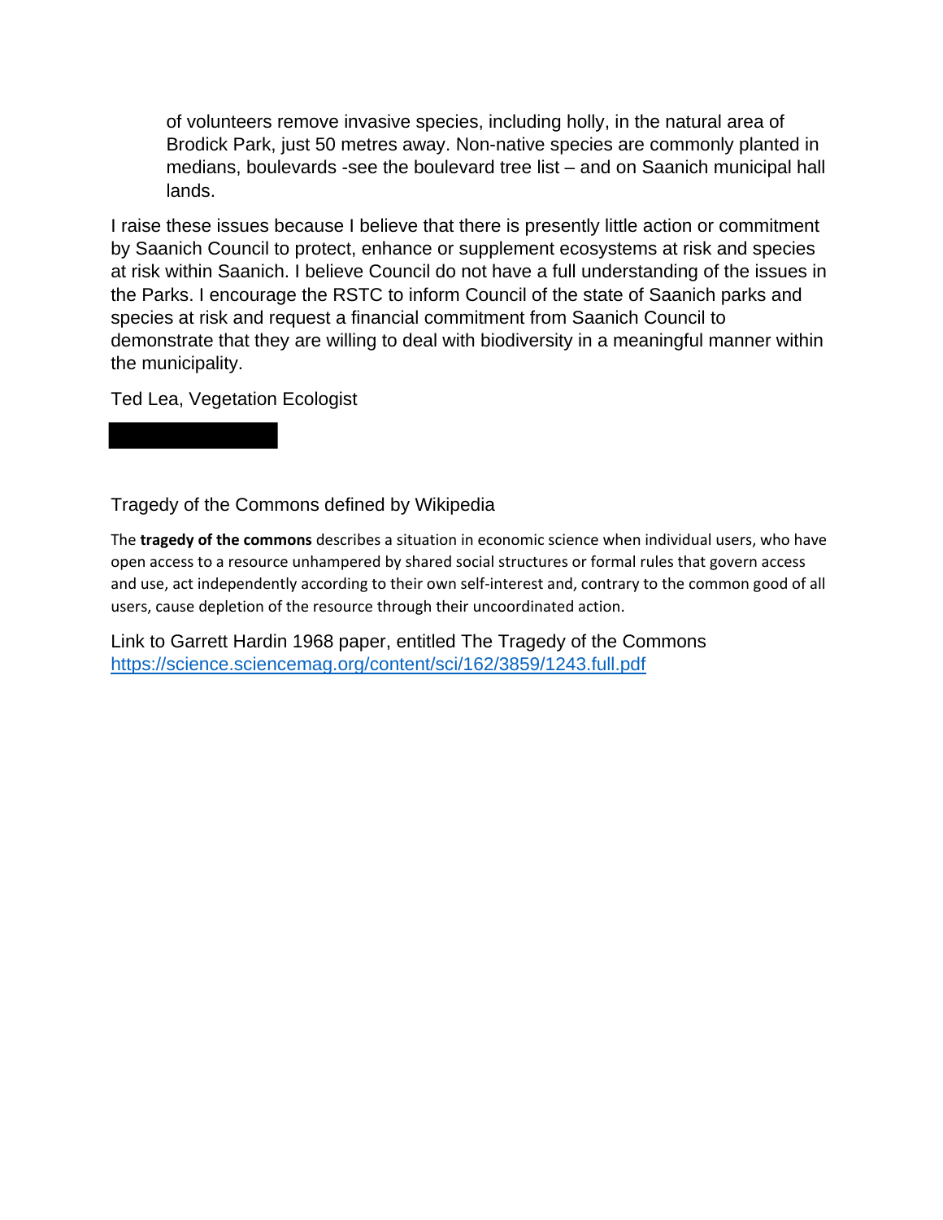of volunteers remove invasive species, including holly, in the natural area of Brodick Park, just 50 metres away. Non-native species are commonly planted in medians, boulevards -see the boulevard tree list – and on Saanich municipal hall lands.

I raise these issues because I believe that there is presently little action or commitment by Saanich Council to protect, enhance or supplement ecosystems at risk and species at risk within Saanich. I believe Council do not have a full understanding of the issues in the Parks. I encourage the RSTC to inform Council of the state of Saanich parks and species at risk and request a financial commitment from Saanich Council to demonstrate that they are willing to deal with biodiversity in a meaningful manner within the municipality.

Ted Lea, Vegetation Ecologist

Tragedy of the Commons defined by Wikipedia

The **tragedy of the commons** describes a situation in economic science when individual users, who have open access to a resource unhampered by shared social structures or formal rules that govern access and use, act independently according to their own self-interest and, contrary to the common good of all users, cause depletion of the resource through their uncoordinated action.

Link to Garrett Hardin 1968 paper, entitled The Tragedy of the Commons
https://science.sciencemag.org/content/sci/162/3859/1243.full.pdf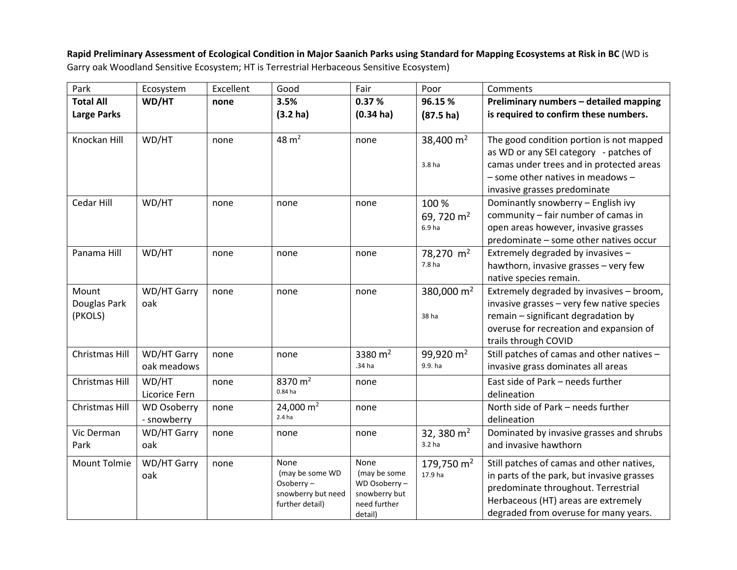**Rapid Preliminary Assessment of Ecological Condition in Major Saanich Parks using Standard for Mapping Ecosystems at Risk in BC** (WD is Garry oak Woodland Sensitive Ecosystem; HT is Terrestrial Herbaceous Sensitive Ecosystem)

| Park | Ecosystem | Excellent | Good | Fair | Poor | Comments |
|---|---|---|---|---|---|---|
| **Total All Large Parks** | **WD/HT** | **none** | **3.5% (3.2 ha)** | **0.37 % (0.34 ha)** | **96.15 % (87.5 ha)** | **Preliminary numbers – detailed mapping is required to confirm these numbers.** |
| Knockan Hill | WD/HT | none | 48 $m^2$ | none | 38,400 $m^2$ 3.8 ha | The good condition portion is not mapped as WD or any SEI category - patches of camas under trees and in protected areas – some other natives in meadows – invasive grasses predominate |
| Cedar Hill | WD/HT | none | none | none | 100 % 69, 720 $m^2$ 6.9 ha | Dominantly snowberry – English ivy community – fair number of camas in open areas however, invasive grasses predominate – some other natives occur |
| Panama Hill | WD/HT | none | none | none | 78,270 $m^2$ 7.8 ha | Extremely degraded by invasives – hawthorn, invasive grasses – very few native species remain. |
| Mount Douglas Park (PKOLS) | WD/HT Garry oak | none | none | none | 380,000 $m^2$ 38 ha | Extremely degraded by invasives – broom, invasive grasses – very few native species remain – significant degradation by overuse for recreation and expansion of trails through COVID |
| Christmas Hill | WD/HT Garry oak meadows | none | none | 3380 $m^2$ .34 ha | 99,920 $m^2$ 9.9. ha | Still patches of camas and other natives – invasive grass dominates all areas |
| Christmas Hill | WD/HT Licorice Fern | none | 8370 $m^2$ 0.84 ha | none | | East side of Park – needs further delineation |
| Christmas Hill | WD Osoberry - snowberry | none | 24,000 $m^2$ 2.4 ha | none | | North side of Park – needs further delineation |
| Vic Derman Park | WD/HT Garry oak | none | none | none | 32, 380 $m^2$ 3.2 ha | Dominated by invasive grasses and shrubs and invasive hawthorn |
| Mount Tolmie | WD/HT Garry oak | none | None (may be some WD Osoberry – snowberry but need further detail) | None (may be some WD Osoberry – snowberry but need further detail) | 179,750 $m^2$ 17.9 ha | Still patches of camas and other natives, in parts of the park, but invasive grasses predominate throughout. Terrestrial Herbaceous (HT) areas are extremely degraded from overuse for many years. |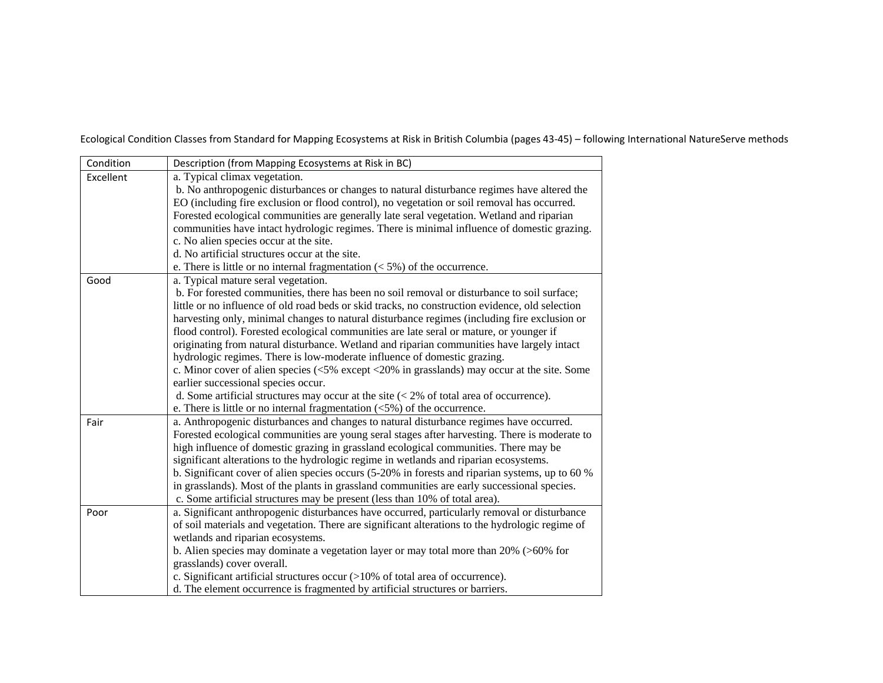Ecological Condition Classes from Standard for Mapping Ecosystems at Risk in British Columbia (pages 43-45) – following International NatureServe methods

| Condition | Description (from Mapping Ecosystems at Risk in BC) |
|---|---|
| Excellent | a. Typical climax vegetation.<br>b. No anthropogenic disturbances or changes to natural disturbance regimes have altered the EO (including fire exclusion or flood control), no vegetation or soil removal has occurred. Forested ecological communities are generally late seral vegetation. Wetland and riparian communities have intact hydrologic regimes. There is minimal influence of domestic grazing.<br>c. No alien species occur at the site.<br>d. No artificial structures occur at the site.<br>e. There is little or no internal fragmentation (< 5%) of the occurrence. |
| Good | a. Typical mature seral vegetation.<br>b. For forested communities, there has been no soil removal or disturbance to soil surface; little or no influence of old road beds or skid tracks, no construction evidence, old selection harvesting only, minimal changes to natural disturbance regimes (including fire exclusion or flood control). Forested ecological communities are late seral or mature, or younger if originating from natural disturbance. Wetland and riparian communities have largely intact hydrologic regimes. There is low-moderate influence of domestic grazing.<br>c. Minor cover of alien species (<5% except <20% in grasslands) may occur at the site. Some earlier successional species occur.<br>d. Some artificial structures may occur at the site (< 2% of total area of occurrence).<br>e. There is little or no internal fragmentation (<5%) of the occurrence. |
| Fair | a. Anthropogenic disturbances and changes to natural disturbance regimes have occurred. Forested ecological communities are young seral stages after harvesting. There is moderate to high influence of domestic grazing in grassland ecological communities. There may be significant alterations to the hydrologic regime in wetlands and riparian ecosystems.<br>b. Significant cover of alien species occurs (5-20% in forests and riparian systems, up to 60 % in grasslands). Most of the plants in grassland communities are early successional species.<br>c. Some artificial structures may be present (less than 10% of total area). |
| Poor | a. Significant anthropogenic disturbances have occurred, particularly removal or disturbance of soil materials and vegetation. There are significant alterations to the hydrologic regime of wetlands and riparian ecosystems.<br>b. Alien species may dominate a vegetation layer or may total more than 20% (>60% for grasslands) cover overall.<br>c. Significant artificial structures occur (>10% of total area of occurrence).<br>d. The element occurrence is fragmented by artificial structures or barriers. |